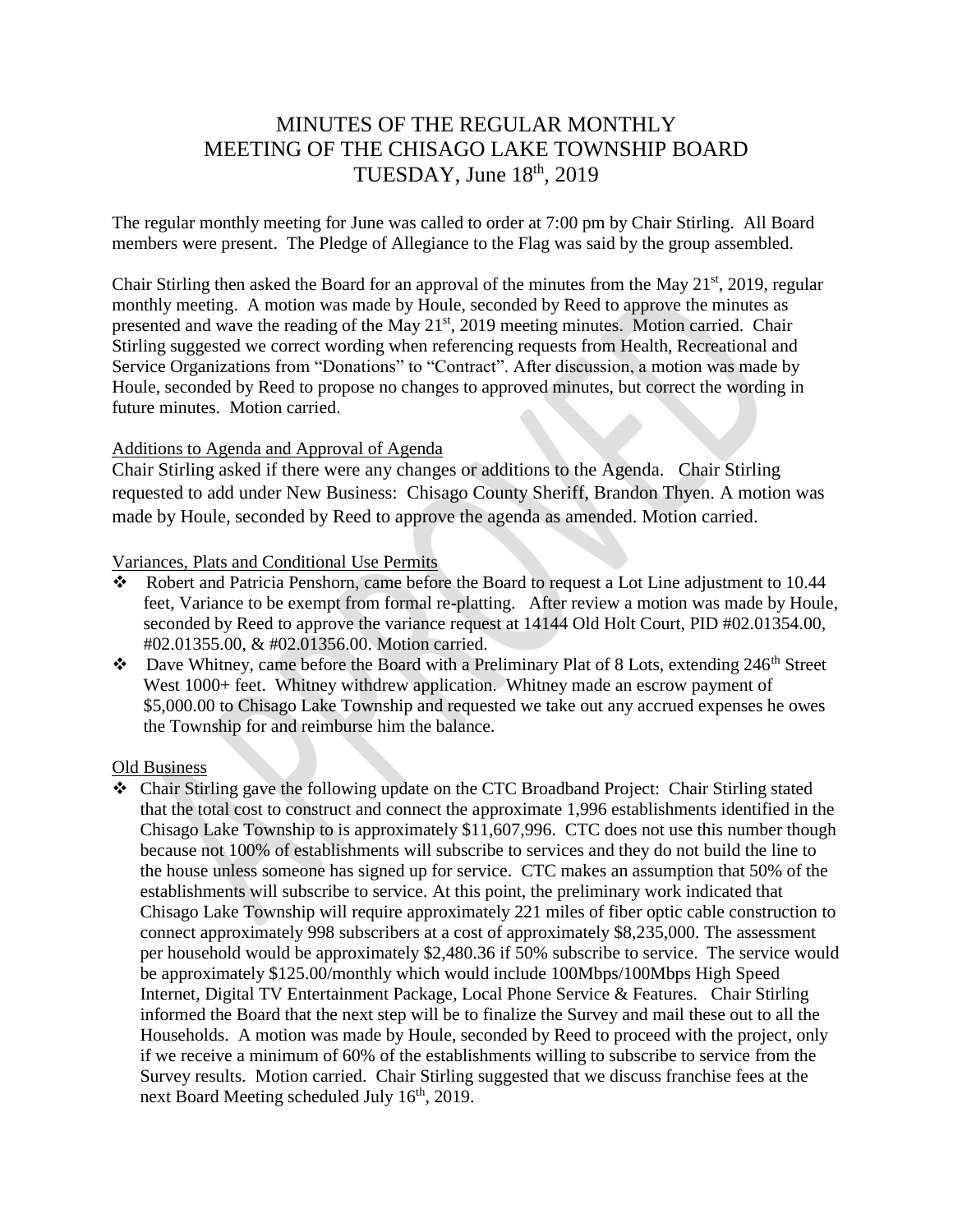# MINUTES OF THE REGULAR MONTHLY MEETING OF THE CHISAGO LAKE TOWNSHIP BOARD TUESDAY, June 18th, 2019

The regular monthly meeting for June was called to order at 7:00 pm by Chair Stirling. All Board members were present. The Pledge of Allegiance to the Flag was said by the group assembled.

Chair Stirling then asked the Board for an approval of the minutes from the May 21st, 2019, regular monthly meeting. A motion was made by Houle, seconded by Reed to approve the minutes as presented and wave the reading of the May 21st, 2019 meeting minutes. Motion carried. Chair Stirling suggested we correct wording when referencing requests from Health, Recreational and Service Organizations from "Donations" to "Contract". After discussion, a motion was made by Houle, seconded by Reed to propose no changes to approved minutes, but correct the wording in future minutes. Motion carried.

## Additions to Agenda and Approval of Agenda

Chair Stirling asked if there were any changes or additions to the Agenda. Chair Stirling requested to add under New Business: Chisago County Sheriff, Brandon Thyen. A motion was made by Houle, seconded by Reed to approve the agenda as amended. Motion carried.

## Variances, Plats and Conditional Use Permits

- Robert and Patricia Penshorn, came before the Board to request a Lot Line adjustment to 10.44 feet, Variance to be exempt from formal re-platting. After review a motion was made by Houle, seconded by Reed to approve the variance request at 14144 Old Holt Court, PID #02.01354.00, #02.01355.00, & #02.01356.00. Motion carried.
- Dave Whitney, came before the Board with a Preliminary Plat of 8 Lots, extending 246th Street West 1000+ feet. Whitney withdrew application. Whitney made an escrow payment of $5,000.00 to Chisago Lake Township and requested we take out any accrued expenses he owes the Township for and reimburse him the balance.

## Old Business

- Chair Stirling gave the following update on the CTC Broadband Project: Chair Stirling stated that the total cost to construct and connect the approximate 1,996 establishments identified in the Chisago Lake Township to is approximately $11,607,996. CTC does not use this number though because not 100% of establishments will subscribe to services and they do not build the line to the house unless someone has signed up for service. CTC makes an assumption that 50% of the establishments will subscribe to service. At this point, the preliminary work indicated that Chisago Lake Township will require approximately 221 miles of fiber optic cable construction to connect approximately 998 subscribers at a cost of approximately $8,235,000. The assessment per household would be approximately $2,480.36 if 50% subscribe to service. The service would be approximately $125.00/monthly which would include 100Mbps/100Mbps High Speed Internet, Digital TV Entertainment Package, Local Phone Service & Features. Chair Stirling informed the Board that the next step will be to finalize the Survey and mail these out to all the Households. A motion was made by Houle, seconded by Reed to proceed with the project, only if we receive a minimum of 60% of the establishments willing to subscribe to service from the Survey results. Motion carried. Chair Stirling suggested that we discuss franchise fees at the next Board Meeting scheduled July 16th, 2019.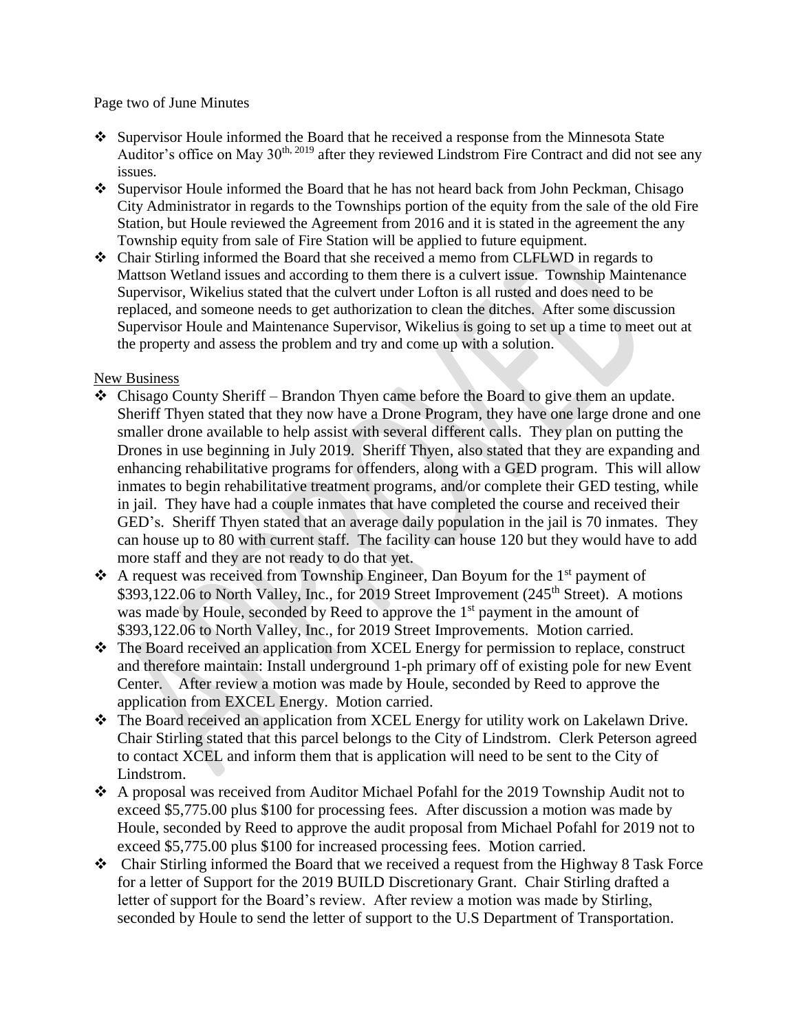Page two of June Minutes

- Supervisor Houle informed the Board that he received a response from the Minnesota State Auditor's office on May 30th, 2019 after they reviewed Lindstrom Fire Contract and did not see any issues.
- Supervisor Houle informed the Board that he has not heard back from John Peckman, Chisago City Administrator in regards to the Townships portion of the equity from the sale of the old Fire Station, but Houle reviewed the Agreement from 2016 and it is stated in the agreement the any Township equity from sale of Fire Station will be applied to future equipment.
- Chair Stirling informed the Board that she received a memo from CLFLWD in regards to Mattson Wetland issues and according to them there is a culvert issue. Township Maintenance Supervisor, Wikelius stated that the culvert under Lofton is all rusted and does need to be replaced, and someone needs to get authorization to clean the ditches. After some discussion Supervisor Houle and Maintenance Supervisor, Wikelius is going to set up a time to meet out at the property and assess the problem and try and come up with a solution.

New Business

- Chisago County Sheriff – Brandon Thyen came before the Board to give them an update. Sheriff Thyen stated that they now have a Drone Program, they have one large drone and one smaller drone available to help assist with several different calls. They plan on putting the Drones in use beginning in July 2019. Sheriff Thyen, also stated that they are expanding and enhancing rehabilitative programs for offenders, along with a GED program. This will allow inmates to begin rehabilitative treatment programs, and/or complete their GED testing, while in jail. They have had a couple inmates that have completed the course and received their GED's. Sheriff Thyen stated that an average daily population in the jail is 70 inmates. They can house up to 80 with current staff. The facility can house 120 but they would have to add more staff and they are not ready to do that yet.
- A request was received from Township Engineer, Dan Boyum for the 1st payment of $393,122.06 to North Valley, Inc., for 2019 Street Improvement (245th Street). A motions was made by Houle, seconded by Reed to approve the 1st payment in the amount of $393,122.06 to North Valley, Inc., for 2019 Street Improvements. Motion carried.
- The Board received an application from XCEL Energy for permission to replace, construct and therefore maintain: Install underground 1-ph primary off of existing pole for new Event Center. After review a motion was made by Houle, seconded by Reed to approve the application from EXCEL Energy. Motion carried.
- The Board received an application from XCEL Energy for utility work on Lakelawn Drive. Chair Stirling stated that this parcel belongs to the City of Lindstrom. Clerk Peterson agreed to contact XCEL and inform them that is application will need to be sent to the City of Lindstrom.
- A proposal was received from Auditor Michael Pofahl for the 2019 Township Audit not to exceed $5,775.00 plus $100 for processing fees. After discussion a motion was made by Houle, seconded by Reed to approve the audit proposal from Michael Pofahl for 2019 not to exceed $5,775.00 plus $100 for increased processing fees. Motion carried.
- Chair Stirling informed the Board that we received a request from the Highway 8 Task Force for a letter of Support for the 2019 BUILD Discretionary Grant. Chair Stirling drafted a letter of support for the Board's review. After review a motion was made by Stirling, seconded by Houle to send the letter of support to the U.S Department of Transportation.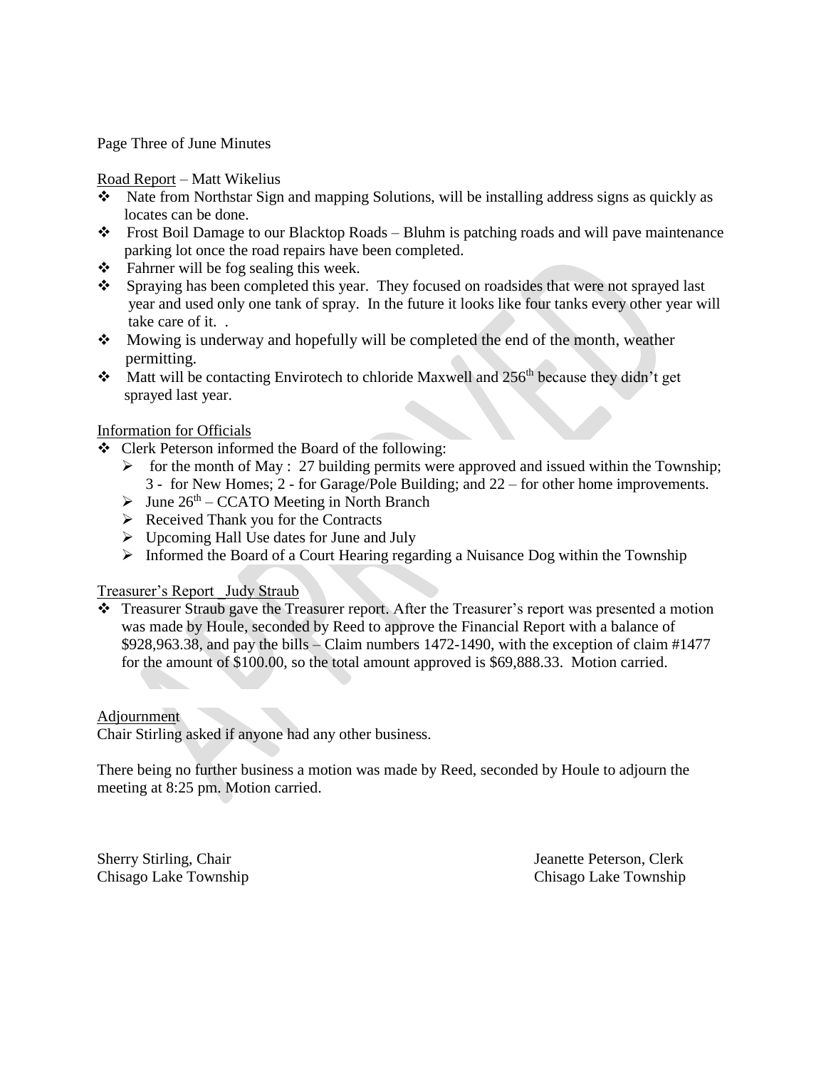Page Three of June Minutes

Road Report – Matt Wikelius

- Nate from Northstar Sign and mapping Solutions, will be installing address signs as quickly as locates can be done.
- Frost Boil Damage to our Blacktop Roads – Bluhm is patching roads and will pave maintenance parking lot once the road repairs have been completed.
- Fahrner will be fog sealing this week.
- Spraying has been completed this year. They focused on roadsides that were not sprayed last year and used only one tank of spray. In the future it looks like four tanks every other year will take care of it. .
- Mowing is underway and hopefully will be completed the end of the month, weather permitting.
- Matt will be contacting Envirotech to chloride Maxwell and 256th because they didn't get sprayed last year.

Information for Officials

- Clerk Peterson informed the Board of the following:
  - for the month of May : 27 building permits were approved and issued within the Township; 3 - for New Homes; 2 - for Garage/Pole Building; and 22 – for other home improvements.
  - June 26th – CCATO Meeting in North Branch
  - Received Thank you for the Contracts
  - Upcoming Hall Use dates for June and July
  - Informed the Board of a Court Hearing regarding a Nuisance Dog within the Township

Treasurer's Report _Judy Straub

- Treasurer Straub gave the Treasurer report. After the Treasurer's report was presented a motion was made by Houle, seconded by Reed to approve the Financial Report with a balance of $928,963.38, and pay the bills – Claim numbers 1472-1490, with the exception of claim #1477 for the amount of $100.00, so the total amount approved is $69,888.33. Motion carried.

Adjournment

Chair Stirling asked if anyone had any other business.

There being no further business a motion was made by Reed, seconded by Houle to adjourn the meeting at 8:25 pm. Motion carried.

Sherry Stirling, Chair
Chisago Lake Township

Jeanette Peterson, Clerk
Chisago Lake Township